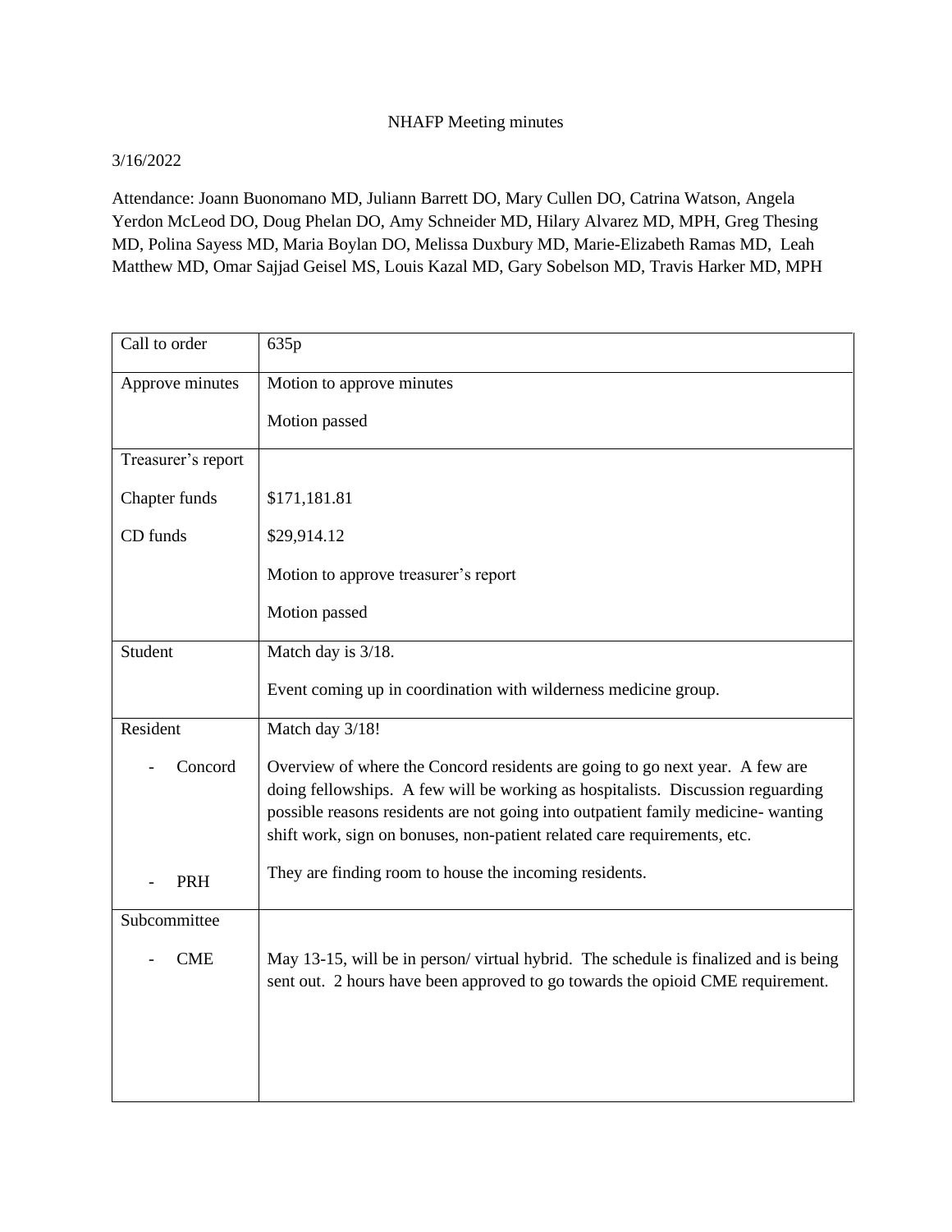# NHAFP Meeting minutes

3/16/2022

Attendance: Joann Buonomano MD, Juliann Barrett DO, Mary Cullen DO, Catrina Watson, Angela Yerdon McLeod DO, Doug Phelan DO, Amy Schneider MD, Hilary Alvarez MD, MPH, Greg Thesing MD, Polina Sayess MD, Maria Boylan DO, Melissa Duxbury MD, Marie-Elizabeth Ramas MD, Leah Matthew MD, Omar Sajjad Geisel MS, Louis Kazal MD, Gary Sobelson MD, Travis Harker MD, MPH

| | |
|---|---|
| Call to order | 635p |
| Approve minutes | Motion to approve minutes<br><br>Motion passed |
| Treasurer's report<br><br>Chapter funds<br><br>CD funds | <br><br>$171,181.81<br><br>$29,914.12<br><br>Motion to approve treasurer's report<br><br>Motion passed |
| Student | Match day is 3/18.<br><br>Event coming up in coordination with wilderness medicine group. |
| Resident<br><br>- Concord<br><br><br><br><br>- PRH | Match day 3/18!<br><br>Overview of where the Concord residents are going to go next year. A few are doing fellowships. A few will be working as hospitalists. Discussion reguarding possible reasons residents are not going into outpatient family medicine- wanting shift work, sign on bonuses, non-patient related care requirements, etc.<br><br>They are finding room to house the incoming residents. |
| Subcommittee<br><br>- CME | <br><br>May 13-15, will be in person/ virtual hybrid. The schedule is finalized and is being sent out. 2 hours have been approved to go towards the opioid CME requirement. |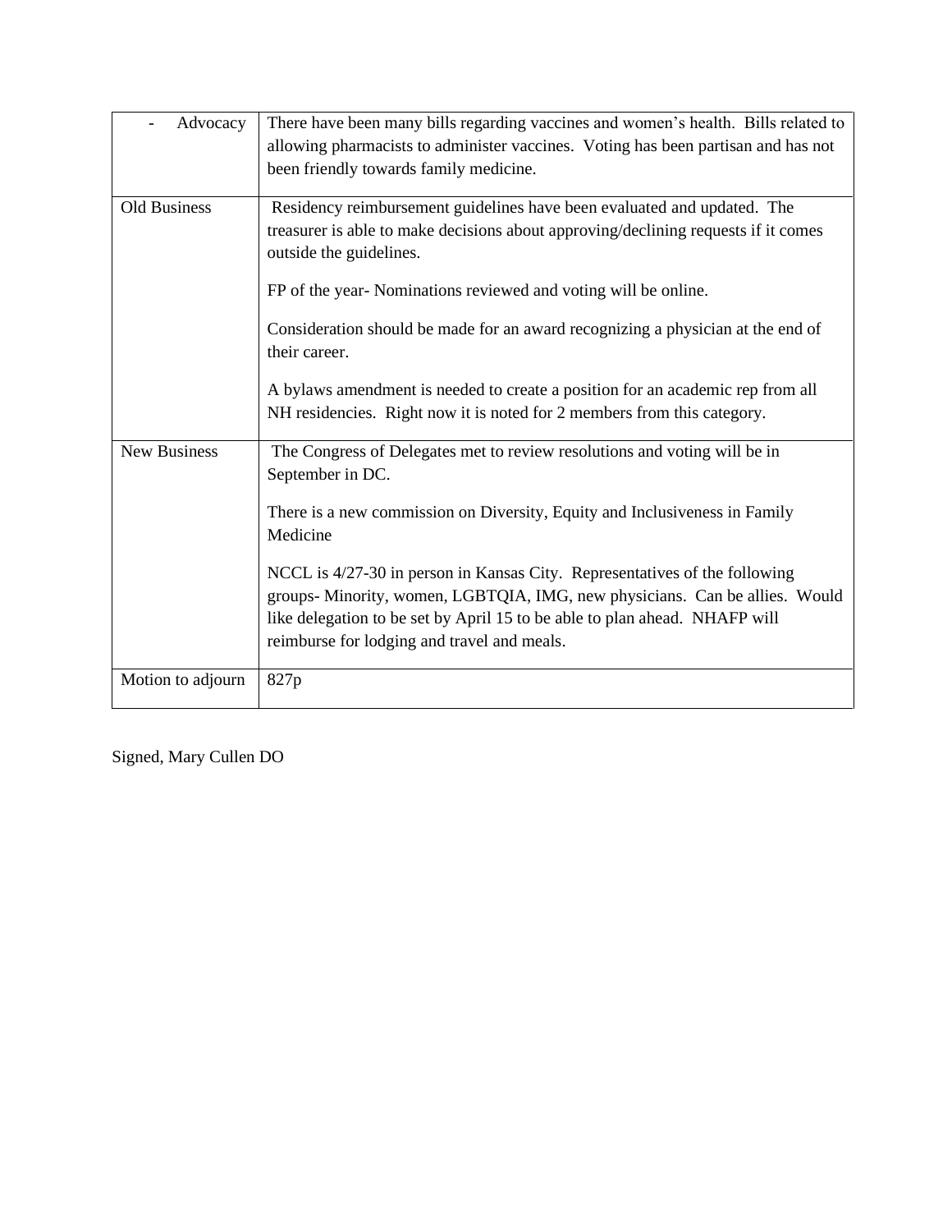| | |
|---|---|
| - Advocacy | There have been many bills regarding vaccines and women's health. Bills related to allowing pharmacists to administer vaccines. Voting has been partisan and has not been friendly towards family medicine. |
| Old Business | Residency reimbursement guidelines have been evaluated and updated. The treasurer is able to make decisions about approving/declining requests if it comes outside the guidelines.<br><br>FP of the year- Nominations reviewed and voting will be online.<br><br>Consideration should be made for an award recognizing a physician at the end of their career.<br><br>A bylaws amendment is needed to create a position for an academic rep from all NH residencies. Right now it is noted for 2 members from this category. |
| New Business | The Congress of Delegates met to review resolutions and voting will be in September in DC.<br><br>There is a new commission on Diversity, Equity and Inclusiveness in Family Medicine<br><br>NCCL is 4/27-30 in person in Kansas City. Representatives of the following groups- Minority, women, LGBTQIA, IMG, new physicians. Can be allies. Would like delegation to be set by April 15 to be able to plan ahead. NHAFP will reimburse for lodging and travel and meals. |
| Motion to adjourn | 827p |

Signed, Mary Cullen DO